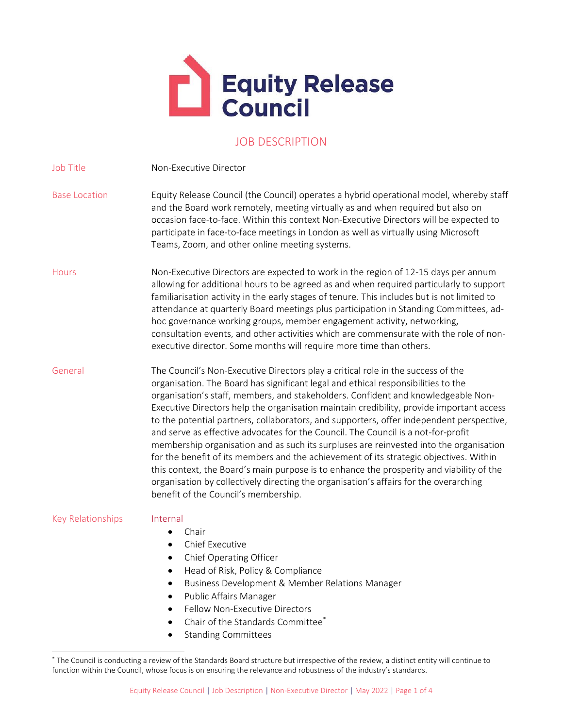# Equity Release Council

## JOB DESCRIPTION

**Job Title**

Non-Executive Director

**Base Location**

Equity Release Council (the Council) operates a hybrid operational model, whereby staff and the Board work remotely, meeting virtually as and when required but also on occasion face-to-face. Within this context Non-Executive Directors will be expected to participate in face-to-face meetings in London as well as virtually using Microsoft Teams, Zoom, and other online meeting systems.

**Hours**

Non-Executive Directors are expected to work in the region of 12-15 days per annum allowing for additional hours to be agreed as and when required particularly to support familiarisation activity in the early stages of tenure. This includes but is not limited to attendance at quarterly Board meetings plus participation in Standing Committees, ad-hoc governance working groups, member engagement activity, networking, consultation events, and other activities which are commensurate with the role of non-executive director. Some months will require more time than others.

**General**

The Council's Non-Executive Directors play a critical role in the success of the organisation. The Board has significant legal and ethical responsibilities to the organisation's staff, members, and stakeholders. Confident and knowledgeable Non-Executive Directors help the organisation maintain credibility, provide important access to the potential partners, collaborators, and supporters, offer independent perspective, and serve as effective advocates for the Council. The Council is a not-for-profit membership organisation and as such its surpluses are reinvested into the organisation for the benefit of its members and the achievement of its strategic objectives. Within this context, the Board's main purpose is to enhance the prosperity and viability of the organisation by collectively directing the organisation's affairs for the overarching benefit of the Council's membership.

**Key Relationships**

Internal

- Chair
- Chief Executive
- Chief Operating Officer
- Head of Risk, Policy & Compliance
- Business Development & Member Relations Manager
- Public Affairs Manager
- Fellow Non-Executive Directors
- Chair of the Standards Committee*
- Standing Committees

* The Council is conducting a review of the Standards Board structure but irrespective of the review, a distinct entity will continue to function within the Council, whose focus is on ensuring the relevance and robustness of the industry's standards.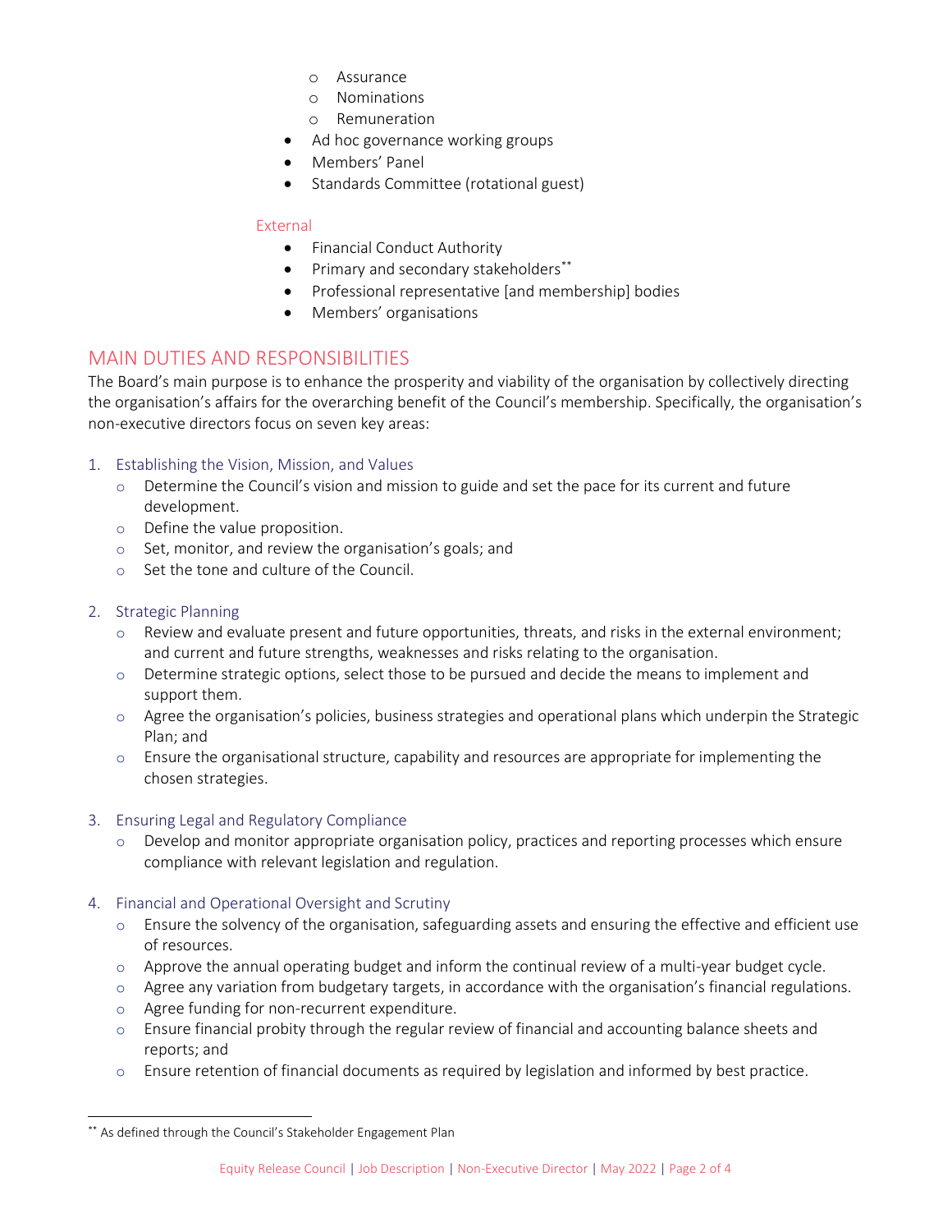- Assurance
  - Nominations
  - Remuneration
- Ad hoc governance working groups
- Members' Panel
- Standards Committee (rotational guest)

External

- Financial Conduct Authority
- Primary and secondary stakeholders[**]
- Professional representative [and membership] bodies
- Members' organisations

## MAIN DUTIES AND RESPONSIBILITIES

The Board's main purpose is to enhance the prosperity and viability of the organisation by collectively directing the organisation's affairs for the overarching benefit of the Council's membership. Specifically, the organisation's non-executive directors focus on seven key areas:

1. Establishing the Vision, Mission, and Values
   - Determine the Council's vision and mission to guide and set the pace for its current and future development.
   - Define the value proposition.
   - Set, monitor, and review the organisation's goals; and
   - Set the tone and culture of the Council.

2. Strategic Planning
   - Review and evaluate present and future opportunities, threats, and risks in the external environment; and current and future strengths, weaknesses and risks relating to the organisation.
   - Determine strategic options, select those to be pursued and decide the means to implement and support them.
   - Agree the organisation's policies, business strategies and operational plans which underpin the Strategic Plan; and
   - Ensure the organisational structure, capability and resources are appropriate for implementing the chosen strategies.

3. Ensuring Legal and Regulatory Compliance
   - Develop and monitor appropriate organisation policy, practices and reporting processes which ensure compliance with relevant legislation and regulation.

4. Financial and Operational Oversight and Scrutiny
   - Ensure the solvency of the organisation, safeguarding assets and ensuring the effective and efficient use of resources.
   - Approve the annual operating budget and inform the continual review of a multi-year budget cycle.
   - Agree any variation from budgetary targets, in accordance with the organisation's financial regulations.
   - Agree funding for non-recurrent expenditure.
   - Ensure financial probity through the regular review of financial and accounting balance sheets and reports; and
   - Ensure retention of financial documents as required by legislation and informed by best practice.

[**] As defined through the Council's Stakeholder Engagement Plan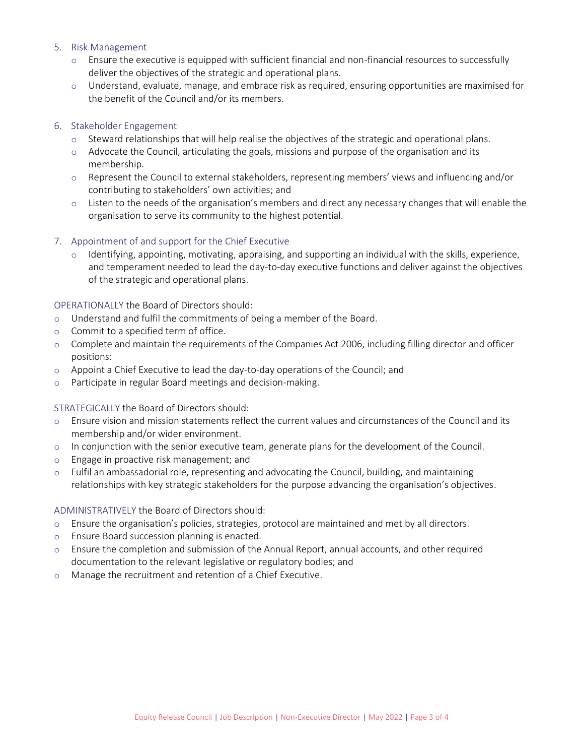5. Risk Management
   - Ensure the executive is equipped with sufficient financial and non-financial resources to successfully deliver the objectives of the strategic and operational plans.
   - Understand, evaluate, manage, and embrace risk as required, ensuring opportunities are maximised for the benefit of the Council and/or its members.

6. Stakeholder Engagement
   - Steward relationships that will help realise the objectives of the strategic and operational plans.
   - Advocate the Council, articulating the goals, missions and purpose of the organisation and its membership.
   - Represent the Council to external stakeholders, representing members' views and influencing and/or contributing to stakeholders' own activities; and
   - Listen to the needs of the organisation's members and direct any necessary changes that will enable the organisation to serve its community to the highest potential.

7. Appointment of and support for the Chief Executive
   - Identifying, appointing, motivating, appraising, and supporting an individual with the skills, experience, and temperament needed to lead the day-to-day executive functions and deliver against the objectives of the strategic and operational plans.

OPERATIONALLY the Board of Directors should:

- Understand and fulfil the commitments of being a member of the Board.
- Commit to a specified term of office.
- Complete and maintain the requirements of the Companies Act 2006, including filling director and officer positions:
- Appoint a Chief Executive to lead the day-to-day operations of the Council; and
- Participate in regular Board meetings and decision-making.

STRATEGICALLY the Board of Directors should:

- Ensure vision and mission statements reflect the current values and circumstances of the Council and its membership and/or wider environment.
- In conjunction with the senior executive team, generate plans for the development of the Council.
- Engage in proactive risk management; and
- Fulfil an ambassadorial role, representing and advocating the Council, building, and maintaining relationships with key strategic stakeholders for the purpose advancing the organisation's objectives.

ADMINISTRATIVELY the Board of Directors should:

- Ensure the organisation's policies, strategies, protocol are maintained and met by all directors.
- Ensure Board succession planning is enacted.
- Ensure the completion and submission of the Annual Report, annual accounts, and other required documentation to the relevant legislative or regulatory bodies; and
- Manage the recruitment and retention of a Chief Executive.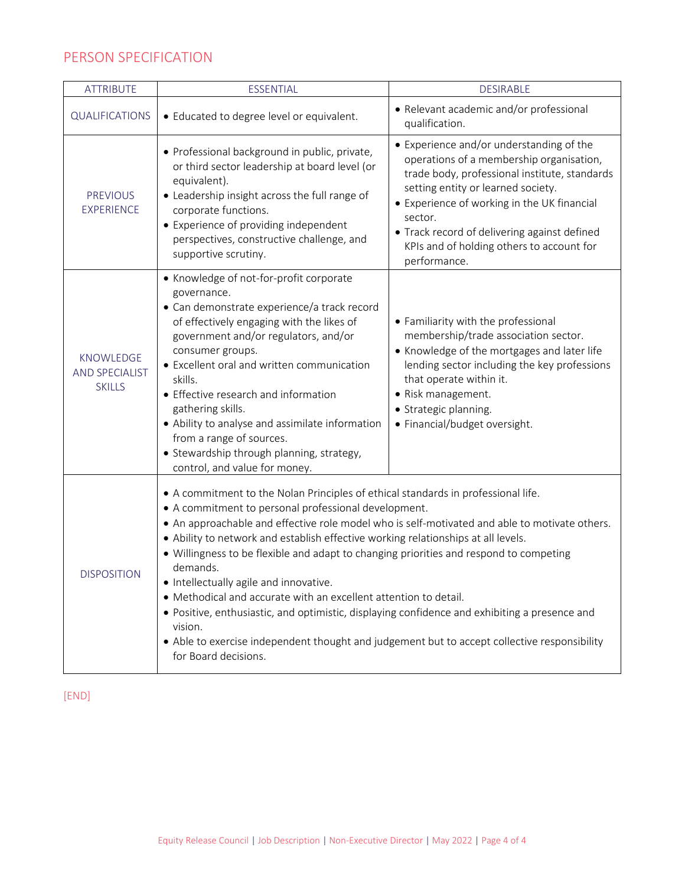## PERSON SPECIFICATION

| ATTRIBUTE | ESSENTIAL | DESIRABLE |
|---|---|---|
| QUALIFICATIONS | • Educated to degree level or equivalent. | • Relevant academic and/or professional qualification. |
| PREVIOUS EXPERIENCE | • Professional background in public, private, or third sector leadership at board level (or equivalent).<br>• Leadership insight across the full range of corporate functions.<br>• Experience of providing independent perspectives, constructive challenge, and supportive scrutiny. | • Experience and/or understanding of the operations of a membership organisation, trade body, professional institute, standards setting entity or learned society.<br>• Experience of working in the UK financial sector.<br>• Track record of delivering against defined KPIs and of holding others to account for performance. |
| KNOWLEDGE AND SPECIALIST SKILLS | • Knowledge of not-for-profit corporate governance.<br>• Can demonstrate experience/a track record of effectively engaging with the likes of government and/or regulators, and/or consumer groups.<br>• Excellent oral and written communication skills.<br>• Effective research and information gathering skills.<br>• Ability to analyse and assimilate information from a range of sources.<br>• Stewardship through planning, strategy, control, and value for money. | • Familiarity with the professional membership/trade association sector.<br>• Knowledge of the mortgages and later life lending sector including the key professions that operate within it.<br>• Risk management.<br>• Strategic planning.<br>• Financial/budget oversight. |
| DISPOSITION | • A commitment to the Nolan Principles of ethical standards in professional life.<br>• A commitment to personal professional development.<br>• An approachable and effective role model who is self-motivated and able to motivate others.<br>• Ability to network and establish effective working relationships at all levels.<br>• Willingness to be flexible and adapt to changing priorities and respond to competing demands.<br>• Intellectually agile and innovative.<br>• Methodical and accurate with an excellent attention to detail.<br>• Positive, enthusiastic, and optimistic, displaying confidence and exhibiting a presence and vision.<br>• Able to exercise independent thought and judgement but to accept collective responsibility for Board decisions. | |

[END]